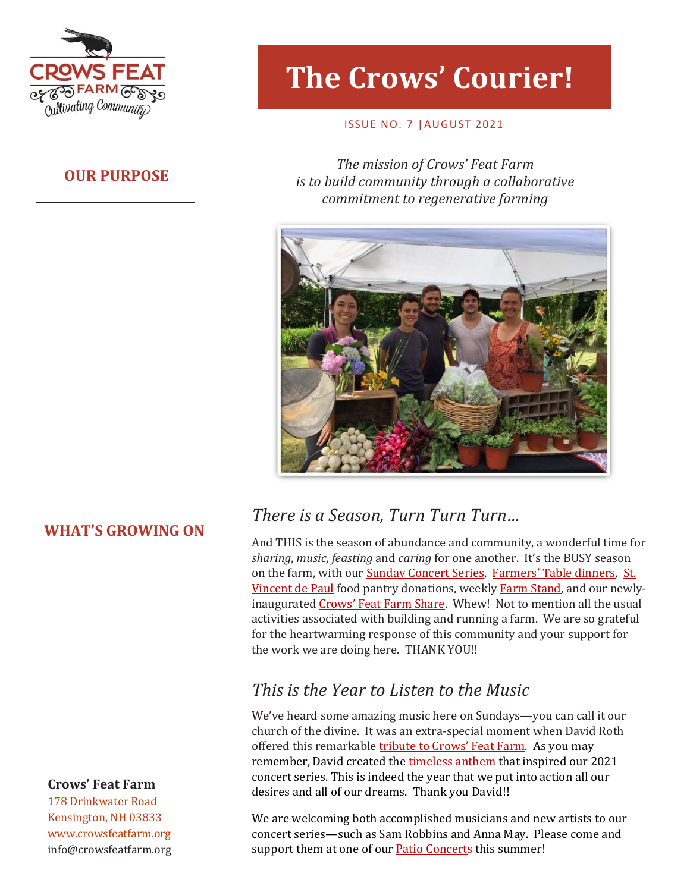# The Crows' Courier!

ISSUE NO. 7 | AUGUST 2021

## OUR PURPOSE

*The mission of Crows' Feat Farm is to build community through a collaborative commitment to regenerative farming*

## WHAT'S GROWING ON

### *There is a Season, Turn Turn Turn…*

And THIS is the season of abundance and community, a wonderful time for *sharing*, *music*, *feasting* and *caring* for one another. It's the BUSY season on the farm, with our Sunday Concert Series, Farmers' Table dinners, St. Vincent de Paul food pantry donations, weekly Farm Stand, and our newly-inaugurated Crows' Feat Farm Share. Whew! Not to mention all the usual activities associated with building and running a farm. We are so grateful for the heartwarming response of this community and your support for the work we are doing here. THANK YOU!!

### *This is the Year to Listen to the Music*

We've heard some amazing music here on Sundays—you can call it our church of the divine. It was an extra-special moment when David Roth offered this remarkable tribute to Crows' Feat Farm. As you may remember, David created the timeless anthem that inspired our 2021 concert series. This is indeed the year that we put into action all our desires and all of our dreams. Thank you David!!

We are welcoming both accomplished musicians and new artists to our concert series—such as Sam Robbins and Anna May. Please come and support them at one of our Patio Concerts this summer!

**Crows' Feat Farm**
178 Drinkwater Road
Kensington, NH 03833
www.crowsfeatfarm.org
info@crowsfeatfarm.org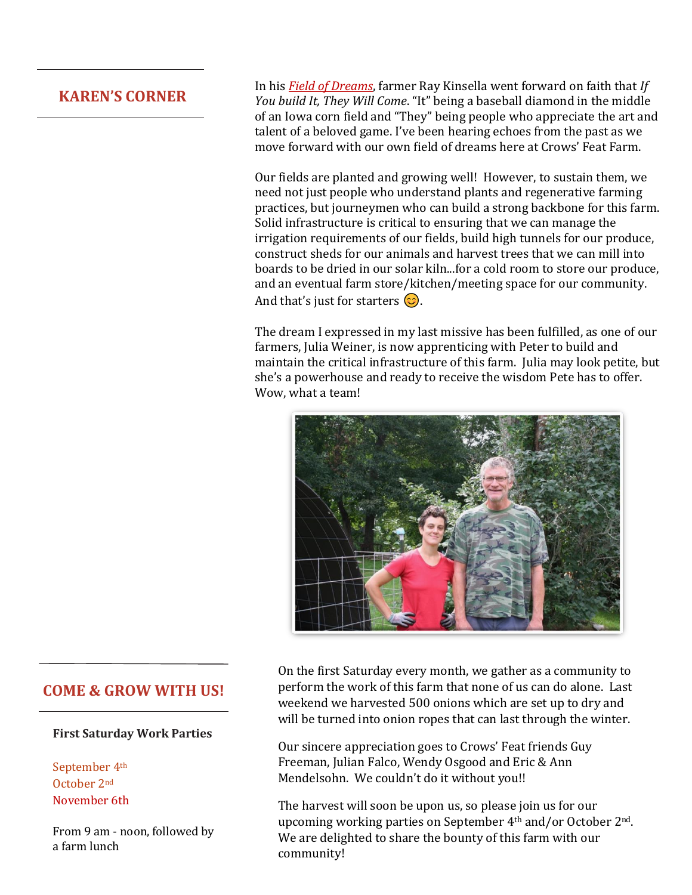## KAREN'S CORNER

In his *Field of Dreams*, farmer Ray Kinsella went forward on faith that *If You build It, They Will Come*. "It" being a baseball diamond in the middle of an Iowa corn field and "They" being people who appreciate the art and talent of a beloved game. I've been hearing echoes from the past as we move forward with our own field of dreams here at Crows' Feat Farm.

Our fields are planted and growing well! However, to sustain them, we need not just people who understand plants and regenerative farming practices, but journeymen who can build a strong backbone for this farm. Solid infrastructure is critical to ensuring that we can manage the irrigation requirements of our fields, build high tunnels for our produce, construct sheds for our animals and harvest trees that we can mill into boards to be dried in our solar kiln...for a cold room to store our produce, and an eventual farm store/kitchen/meeting space for our community. And that's just for starters 😊.

The dream I expressed in my last missive has been fulfilled, as one of our farmers, Julia Weiner, is now apprenticing with Peter to build and maintain the critical infrastructure of this farm. Julia may look petite, but she's a powerhouse and ready to receive the wisdom Pete has to offer. Wow, what a team!

On the first Saturday every month, we gather as a community to perform the work of this farm that none of us can do alone. Last weekend we harvested 500 onions which are set up to dry and will be turned into onion ropes that can last through the winter.

Our sincere appreciation goes to Crows' Feat friends Guy Freeman, Julian Falco, Wendy Osgood and Eric & Ann Mendelsohn. We couldn't do it without you!!

The harvest will soon be upon us, so please join us for our upcoming working parties on September 4th and/or October 2nd. We are delighted to share the bounty of this farm with our community!

## COME & GROW WITH US!

**First Saturday Work Parties**

September 4th
October 2nd
November 6th

From 9 am - noon, followed by a farm lunch